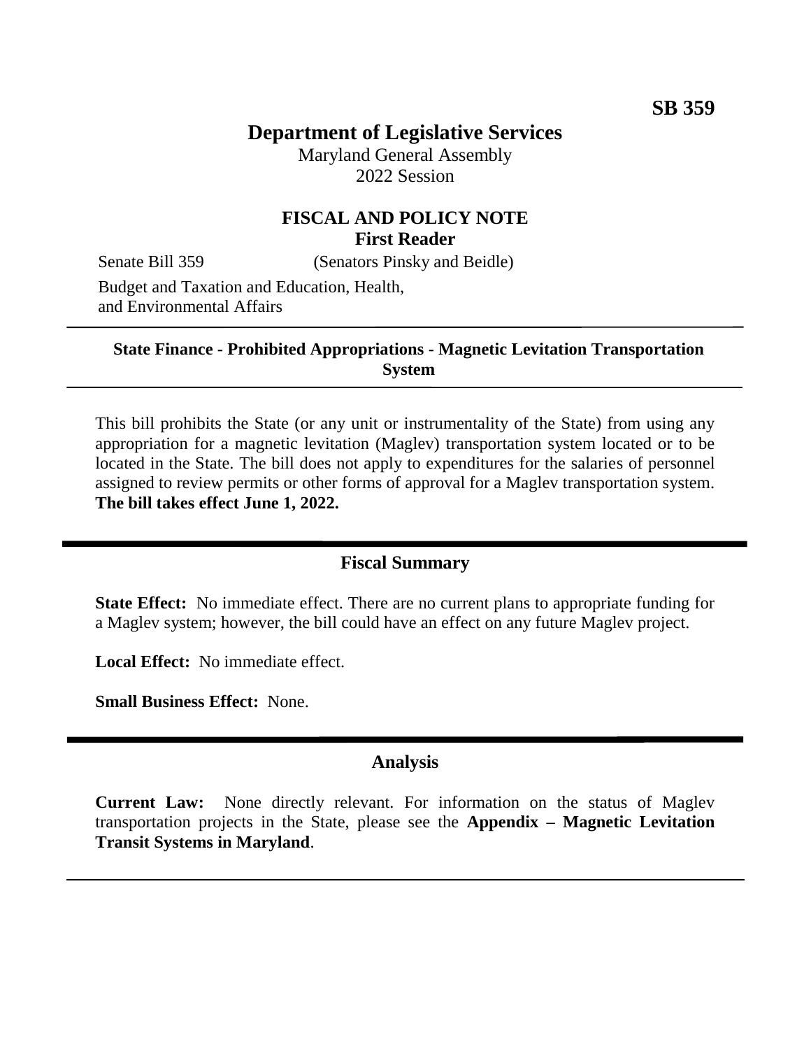**SB 359**

# Department of Legislative Services

Maryland General Assembly
2022 Session

## FISCAL AND POLICY NOTE
**First Reader**

Senate Bill 359 (Senators Pinsky and Beidle)

Budget and Taxation and Education, Health, and Environmental Affairs

---

**State Finance - Prohibited Appropriations - Magnetic Levitation Transportation System**

---

This bill prohibits the State (or any unit or instrumentality of the State) from using any appropriation for a magnetic levitation (Maglev) transportation system located or to be located in the State. The bill does not apply to expenditures for the salaries of personnel assigned to review permits or other forms of approval for a Maglev transportation system. **The bill takes effect June 1, 2022.**

---

## Fiscal Summary

**State Effect:** No immediate effect. There are no current plans to appropriate funding for a Maglev system; however, the bill could have an effect on any future Maglev project.

**Local Effect:** No immediate effect.

**Small Business Effect:** None.

---

## Analysis

**Current Law:** None directly relevant. For information on the status of Maglev transportation projects in the State, please see the **Appendix – Magnetic Levitation Transit Systems in Maryland**.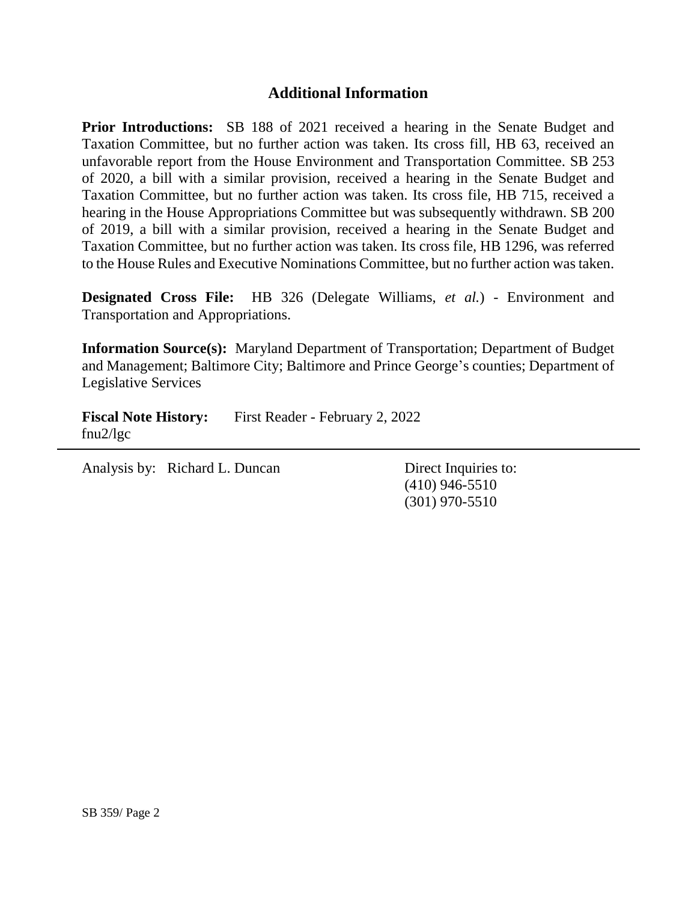## Additional Information

**Prior Introductions:** SB 188 of 2021 received a hearing in the Senate Budget and Taxation Committee, but no further action was taken. Its cross fill, HB 63, received an unfavorable report from the House Environment and Transportation Committee. SB 253 of 2020, a bill with a similar provision, received a hearing in the Senate Budget and Taxation Committee, but no further action was taken. Its cross file, HB 715, received a hearing in the House Appropriations Committee but was subsequently withdrawn. SB 200 of 2019, a bill with a similar provision, received a hearing in the Senate Budget and Taxation Committee, but no further action was taken. Its cross file, HB 1296, was referred to the House Rules and Executive Nominations Committee, but no further action was taken.

**Designated Cross File:** HB 326 (Delegate Williams, *et al.*) - Environment and Transportation and Appropriations.

**Information Source(s):** Maryland Department of Transportation; Department of Budget and Management; Baltimore City; Baltimore and Prince George's counties; Department of Legislative Services

**Fiscal Note History:** First Reader - February 2, 2022
fnu2/lgc

---

Analysis by: Richard L. Duncan

Direct Inquiries to:
(410) 946-5510
(301) 970-5510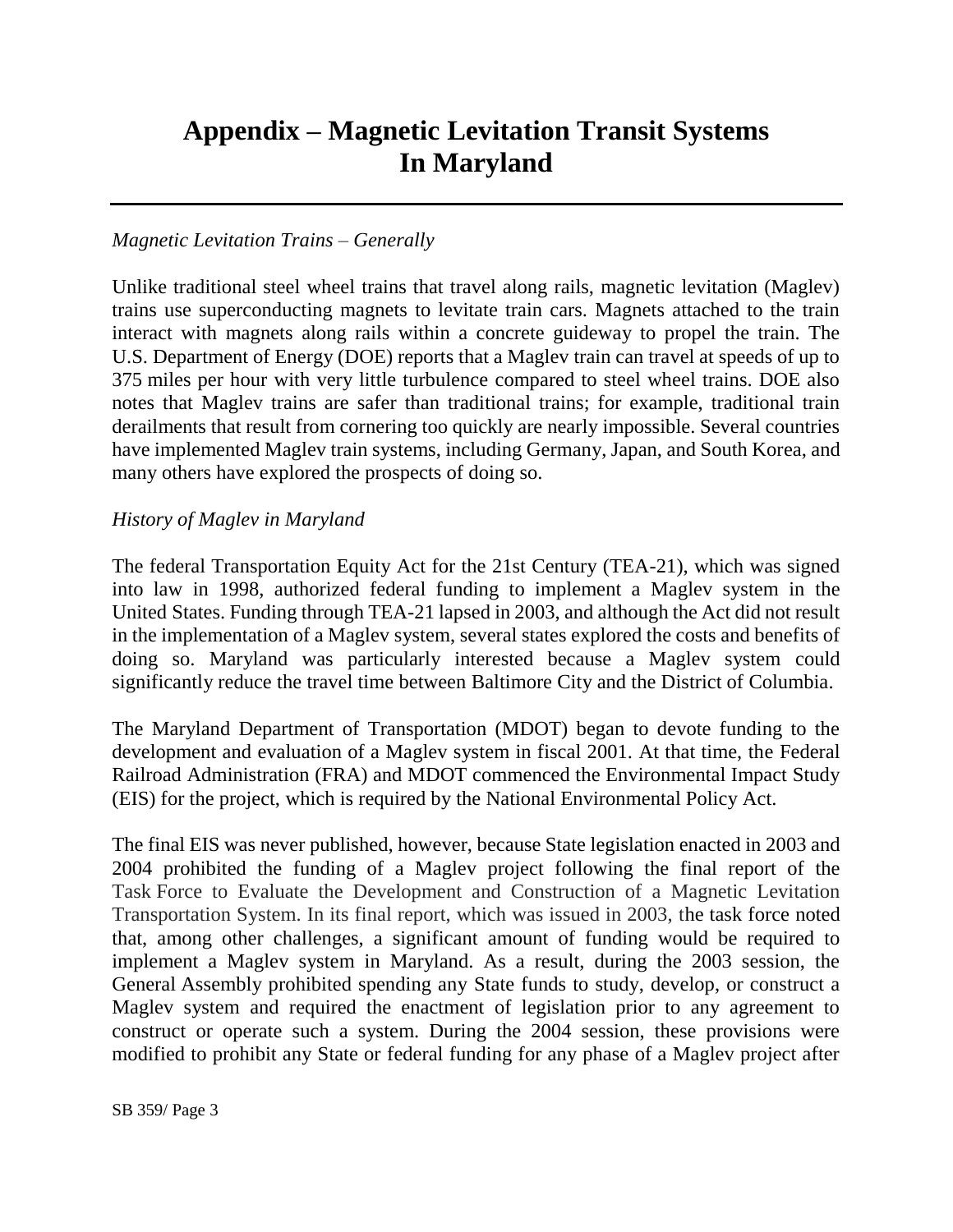# Appendix – Magnetic Levitation Transit Systems In Maryland

*Magnetic Levitation Trains – Generally*

Unlike traditional steel wheel trains that travel along rails, magnetic levitation (Maglev) trains use superconducting magnets to levitate train cars. Magnets attached to the train interact with magnets along rails within a concrete guideway to propel the train. The U.S. Department of Energy (DOE) reports that a Maglev train can travel at speeds of up to 375 miles per hour with very little turbulence compared to steel wheel trains. DOE also notes that Maglev trains are safer than traditional trains; for example, traditional train derailments that result from cornering too quickly are nearly impossible. Several countries have implemented Maglev train systems, including Germany, Japan, and South Korea, and many others have explored the prospects of doing so.

*History of Maglev in Maryland*

The federal Transportation Equity Act for the 21st Century (TEA-21), which was signed into law in 1998, authorized federal funding to implement a Maglev system in the United States. Funding through TEA-21 lapsed in 2003, and although the Act did not result in the implementation of a Maglev system, several states explored the costs and benefits of doing so. Maryland was particularly interested because a Maglev system could significantly reduce the travel time between Baltimore City and the District of Columbia.

The Maryland Department of Transportation (MDOT) began to devote funding to the development and evaluation of a Maglev system in fiscal 2001. At that time, the Federal Railroad Administration (FRA) and MDOT commenced the Environmental Impact Study (EIS) for the project, which is required by the National Environmental Policy Act.

The final EIS was never published, however, because State legislation enacted in 2003 and 2004 prohibited the funding of a Maglev project following the final report of the Task Force to Evaluate the Development and Construction of a Magnetic Levitation Transportation System. In its final report, which was issued in 2003, the task force noted that, among other challenges, a significant amount of funding would be required to implement a Maglev system in Maryland. As a result, during the 2003 session, the General Assembly prohibited spending any State funds to study, develop, or construct a Maglev system and required the enactment of legislation prior to any agreement to construct or operate such a system. During the 2004 session, these provisions were modified to prohibit any State or federal funding for any phase of a Maglev project after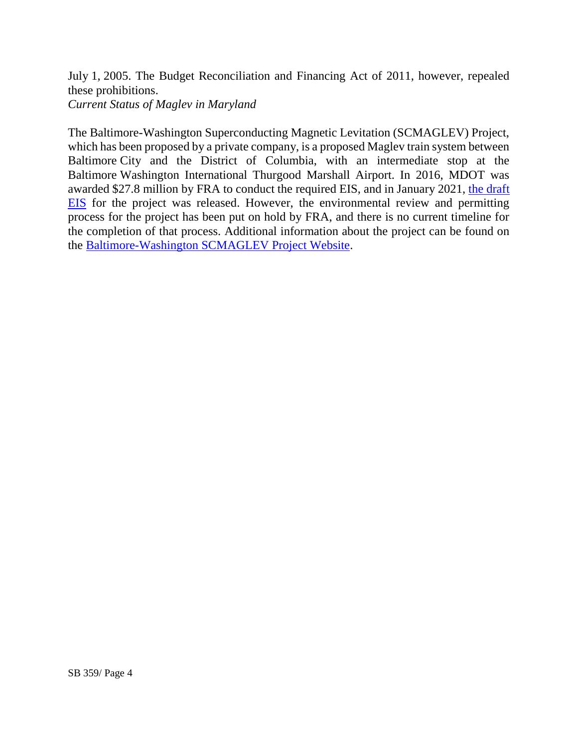July 1, 2005. The Budget Reconciliation and Financing Act of 2011, however, repealed these prohibitions.

*Current Status of Maglev in Maryland*

The Baltimore-Washington Superconducting Magnetic Levitation (SCMAGLEV) Project, which has been proposed by a private company, is a proposed Maglev train system between Baltimore City and the District of Columbia, with an intermediate stop at the Baltimore Washington International Thurgood Marshall Airport. In 2016, MDOT was awarded $27.8 million by FRA to conduct the required EIS, and in January 2021, the draft EIS for the project was released. However, the environmental review and permitting process for the project has been put on hold by FRA, and there is no current timeline for the completion of that process. Additional information about the project can be found on the Baltimore-Washington SCMAGLEV Project Website.